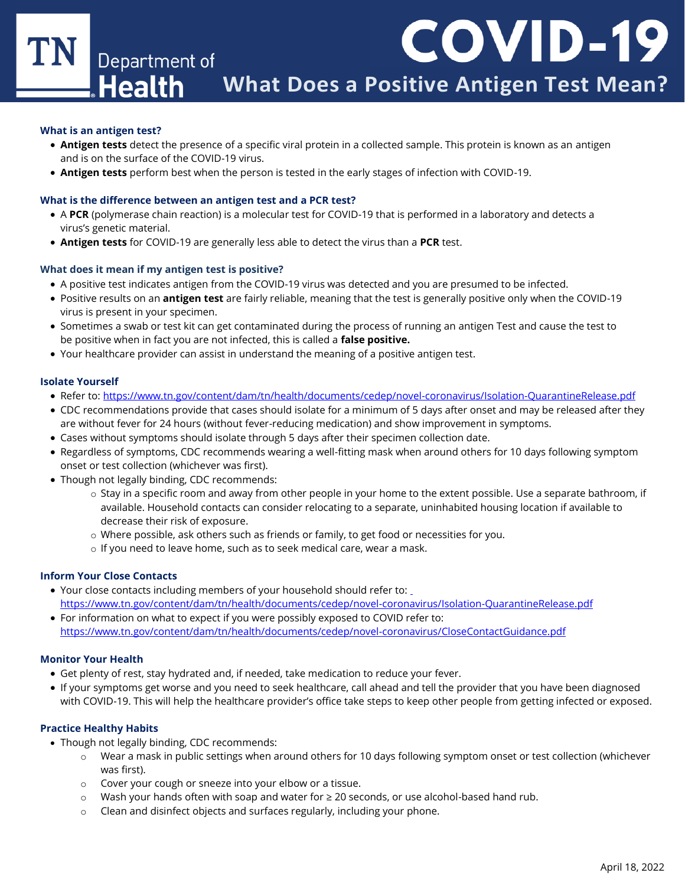TN Department of Health

# COVID-19

## What Does a Positive Antigen Test Mean?

### What is an antigen test?

- **Antigen tests** detect the presence of a specific viral protein in a collected sample. This protein is known as an antigen and is on the surface of the COVID-19 virus.
- **Antigen tests** perform best when the person is tested in the early stages of infection with COVID-19.

### What is the difference between an antigen test and a PCR test?

- A **PCR** (polymerase chain reaction) is a molecular test for COVID-19 that is performed in a laboratory and detects a virus's genetic material.
- **Antigen tests** for COVID-19 are generally less able to detect the virus than a **PCR** test.

### What does it mean if my antigen test is positive?

- A positive test indicates antigen from the COVID-19 virus was detected and you are presumed to be infected.
- Positive results on an **antigen test** are fairly reliable, meaning that the test is generally positive only when the COVID-19 virus is present in your specimen.
- Sometimes a swab or test kit can get contaminated during the process of running an antigen Test and cause the test to be positive when in fact you are not infected, this is called a **false positive.**
- Your healthcare provider can assist in understand the meaning of a positive antigen test.

### Isolate Yourself

- Refer to: https://www.tn.gov/content/dam/tn/health/documents/cedep/novel-coronavirus/Isolation-QuarantineRelease.pdf
- CDC recommendations provide that cases should isolate for a minimum of 5 days after onset and may be released after they are without fever for 24 hours (without fever-reducing medication) and show improvement in symptoms.
- Cases without symptoms should isolate through 5 days after their specimen collection date.
- Regardless of symptoms, CDC recommends wearing a well-fitting mask when around others for 10 days following symptom onset or test collection (whichever was first).
- Though not legally binding, CDC recommends:
  - Stay in a specific room and away from other people in your home to the extent possible. Use a separate bathroom, if available. Household contacts can consider relocating to a separate, uninhabited housing location if available to decrease their risk of exposure.
  - Where possible, ask others such as friends or family, to get food or necessities for you.
  - If you need to leave home, such as to seek medical care, wear a mask.

### Inform Your Close Contacts

- Your close contacts including members of your household should refer to: https://www.tn.gov/content/dam/tn/health/documents/cedep/novel-coronavirus/Isolation-QuarantineRelease.pdf
- For information on what to expect if you were possibly exposed to COVID refer to: https://www.tn.gov/content/dam/tn/health/documents/cedep/novel-coronavirus/CloseContactGuidance.pdf

### Monitor Your Health

- Get plenty of rest, stay hydrated and, if needed, take medication to reduce your fever.
- If your symptoms get worse and you need to seek healthcare, call ahead and tell the provider that you have been diagnosed with COVID-19. This will help the healthcare provider's office take steps to keep other people from getting infected or exposed.

### Practice Healthy Habits

- Though not legally binding, CDC recommends:
  - Wear a mask in public settings when around others for 10 days following symptom onset or test collection (whichever was first).
  - Cover your cough or sneeze into your elbow or a tissue.
  - Wash your hands often with soap and water for ≥ 20 seconds, or use alcohol-based hand rub.
  - Clean and disinfect objects and surfaces regularly, including your phone.

April 18, 2022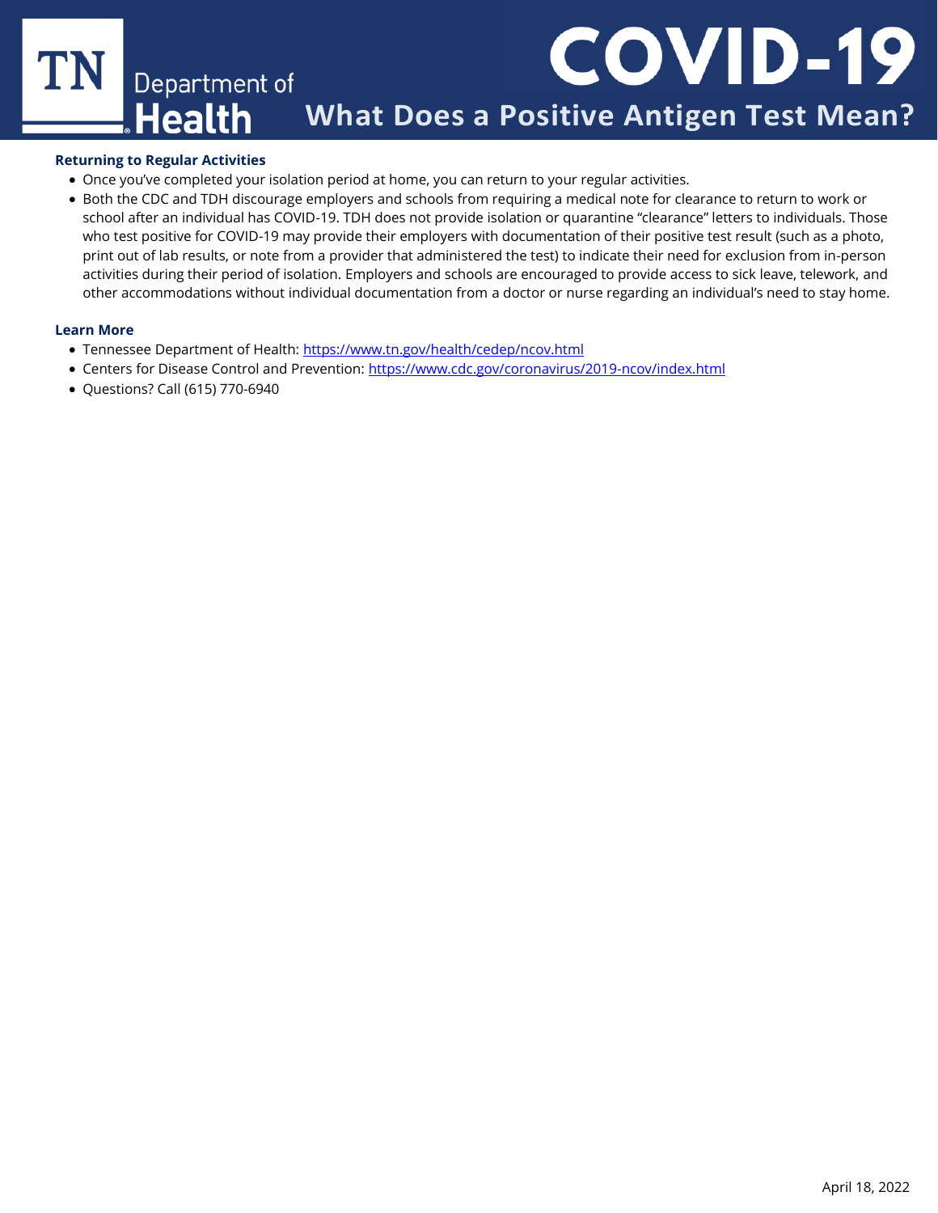# COVID-19

## What Does a Positive Antigen Test Mean?

### Returning to Regular Activities

- Once you've completed your isolation period at home, you can return to your regular activities.
- Both the CDC and TDH discourage employers and schools from requiring a medical note for clearance to return to work or school after an individual has COVID-19. TDH does not provide isolation or quarantine "clearance" letters to individuals. Those who test positive for COVID-19 may provide their employers with documentation of their positive test result (such as a photo, print out of lab results, or note from a provider that administered the test) to indicate their need for exclusion from in-person activities during their period of isolation. Employers and schools are encouraged to provide access to sick leave, telework, and other accommodations without individual documentation from a doctor or nurse regarding an individual's need to stay home.

### Learn More

- Tennessee Department of Health: https://www.tn.gov/health/cedep/ncov.html
- Centers for Disease Control and Prevention: https://www.cdc.gov/coronavirus/2019-ncov/index.html
- Questions? Call (615) 770-6940

April 18, 2022